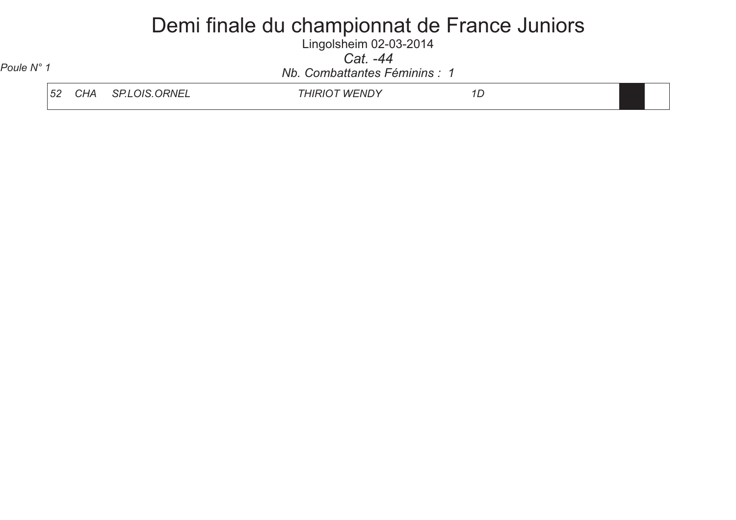# Demi finale du championnat de France Juniors

Lingolsheim 02-03-2014

*Cat. -44*

*Poule N° 1*

*Nb. Combattantes Féminins : 1*

| | | | | | | |
|---|---|---|---|---|---|---|
| *52* | *CHA* | *SP.LOIS.ORNEL* | *THIRIOT WENDY* | *1D* | | |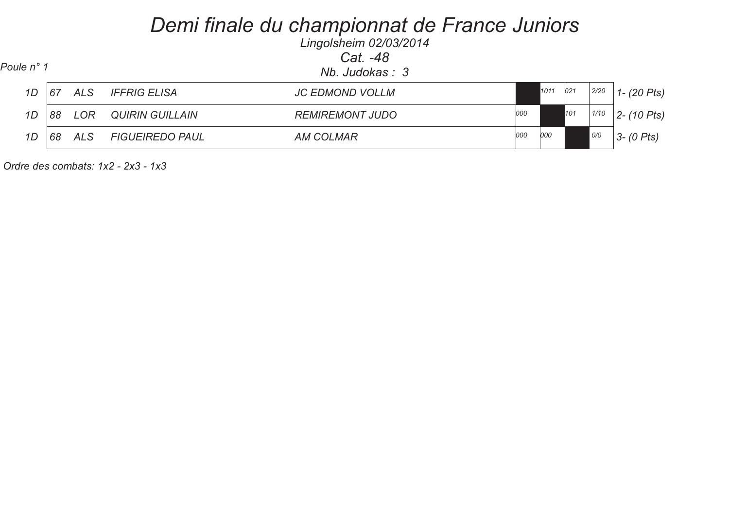# Demi finale du championnat de France Juniors

Lingolsheim 02/03/2014

Cat. -48

Poule n° 1

Nb. Judokas : 3

| | | | | | | | | | |
|---|---|---|---|---|---|---|---|---|---|
| 1D | 67 | ALS | IFFRIG ELISA | JC EDMOND VOLLM | | 1011 | 021 | 2/20 | 1- (20 Pts) |
| 1D | 88 | LOR | QUIRIN GUILLAIN | REMIREMONT JUDO | 000 | | 101 | 1/10 | 2- (10 Pts) |
| 1D | 68 | ALS | FIGUEIREDO PAUL | AM COLMAR | 000 | 000 | | 0/0 | 3- (0 Pts) |

Ordre des combats: 1x2 - 2x3 - 1x3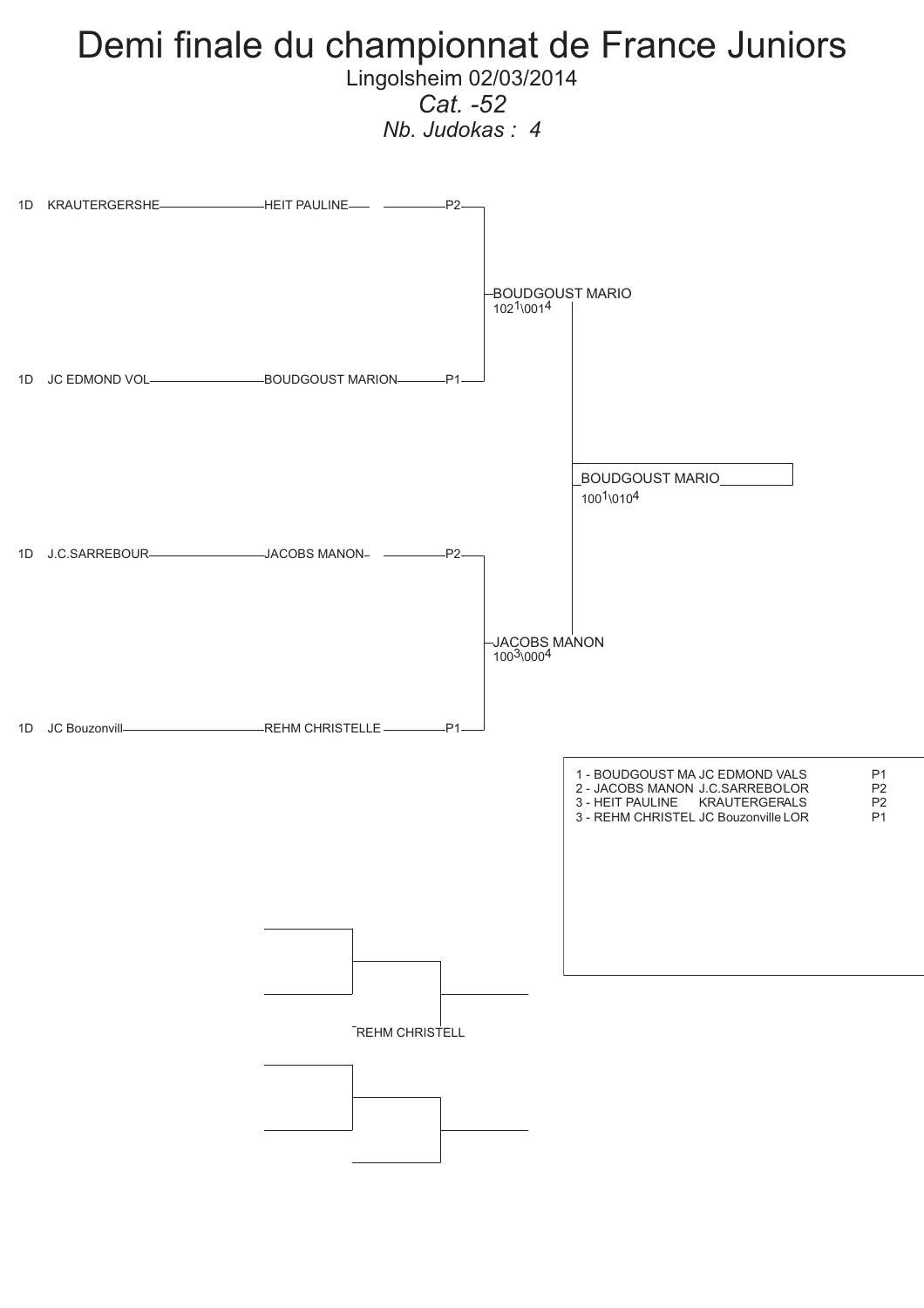# Demi finale du championnat de France Juniors

Lingolsheim 02/03/2014

*Cat. -52*

*Nb. Judokas : 4*

1D KRAUTERGERSHE — HEIT PAULINE — P2

BOUDGOUST MARIO
102[1]\001[4]

1D JC EDMOND VOL — BOUDGOUST MARION — P1

BOUDGOUST MARIO
100[1]\010[4]

1D J.C.SARREBOUR — JACOBS MANON — P2

JACOBS MANON
100[3]\000[4]

1D JC Bouzonvill — REHM CHRISTELLE — P1

| | | | |
|---|---|---|---|
| 1 - BOUDGOUST MA | JC EDMOND VALS | | P1 |
| 2 - JACOBS MANON | J.C.SARREBOLOR | | P2 |
| 3 - HEIT PAULINE | KRAUTERGERALS | | P2 |
| 3 - REHM CHRISTEL | JC Bouzonville LOR | | P1 |

REHM CHRISTELL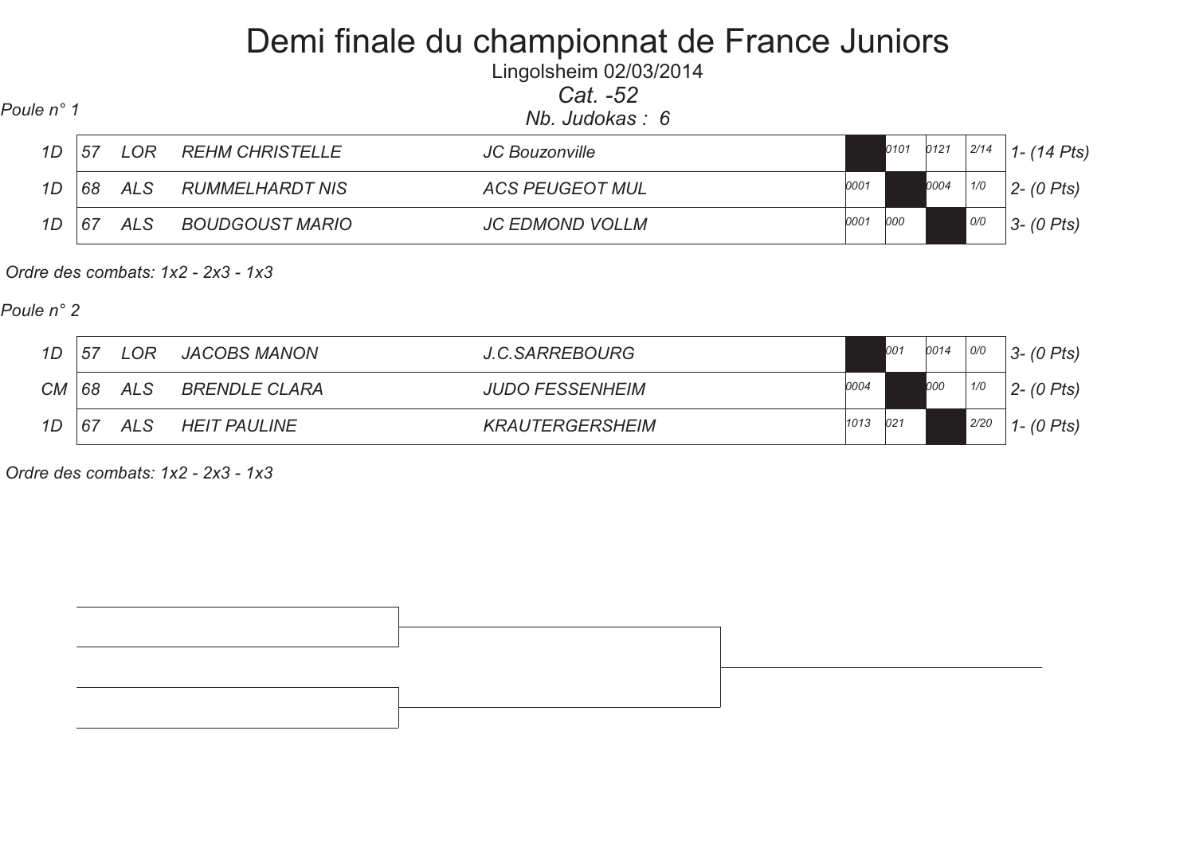# Demi finale du championnat de France Juniors

Lingolsheim 02/03/2014

*Cat. -52*

*Nb. Judokas : 6*

*Poule n° 1*

| | | | | | | | | | |
|---|---|---|---|---|---|---|---|---|---|
| 1D | 57 | LOR | REHM CHRISTELLE | JC Bouzonville | | 0101 | 0121 | 2/14 | 1- (14 Pts) |
| 1D | 68 | ALS | RUMMELHARDT NIS | ACS PEUGEOT MUL | 0001 | | 0004 | 1/0 | 2- (0 Pts) |
| 1D | 67 | ALS | BOUDGOUST MARIO | JC EDMOND VOLLM | 0001 | 000 | | 0/0 | 3- (0 Pts) |

*Ordre des combats: 1x2 - 2x3 - 1x3*

*Poule n° 2*

| | | | | | | | | | |
|---|---|---|---|---|---|---|---|---|---|
| 1D | 57 | LOR | JACOBS MANON | J.C.SARREBOURG | | 001 | 0014 | 0/0 | 3- (0 Pts) |
| CM | 68 | ALS | BRENDLE CLARA | JUDO FESSENHEIM | 0004 | | 000 | 1/0 | 2- (0 Pts) |
| 1D | 67 | ALS | HEIT PAULINE | KRAUTERGERSHEIM | 1013 | 021 | | 2/20 | 1- (0 Pts) |

*Ordre des combats: 1x2 - 2x3 - 1x3*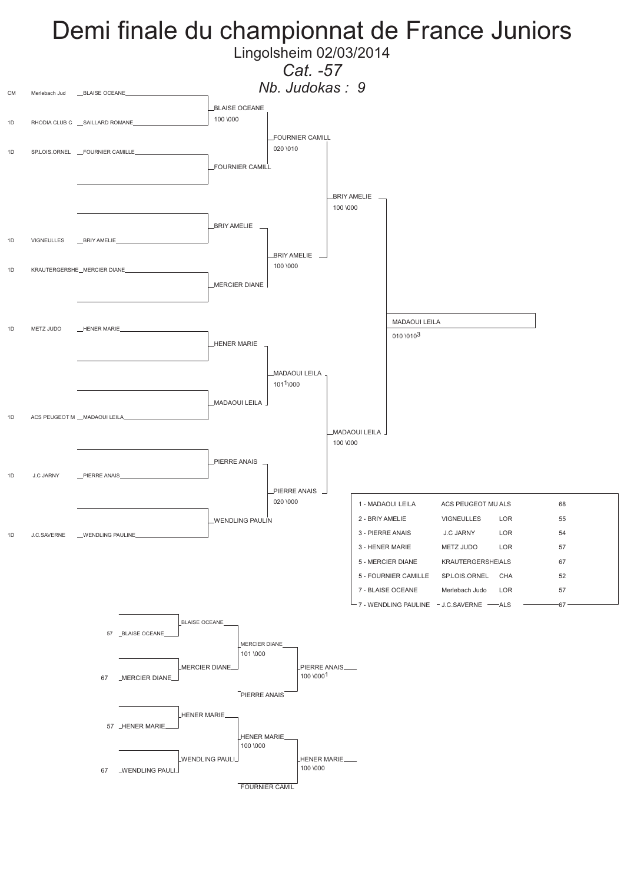# Demi finale du championnat de France Juniors

Lingolsheim 02/03/2014

*Cat. -57*

*Nb. Judokas : 9*

## Tableau principal

| Grade | Club | Judoka |
| --- | --- | --- |
| CM | Merlebach Jud | BLAISE OCEANE |
| 1D | RHODIA CLUB C | SAILLARD ROMANE |
| 1D | SP.LOIS.ORNEL | FOURNIER CAMILLE |
| | | |
| | | |
| 1D | VIGNEULLES | BRIY AMELIE |
| 1D | KRAUTERGERSHE | MERCIER DIANE |
| | | |
| 1D | METZ JUDO | HENER MARIE |
| | | |
| | | |
| 1D | ACS PEUGEOT M | MADAOUI LEILA |
| | | |
| 1D | J.C JARNY | PIERRE ANAIS |
| | | |
| 1D | J.C.SAVERNE | WENDLING PAULINE |

Premier tour :
- BLAISE OCEANE — 100 \000
- FOURNIER CAMILL
- BRIY AMELIE
- MERCIER DIANE
- HENER MARIE
- MADAOUI LEILA
- PIERRE ANAIS
- WENDLING PAULIN

Deuxième tour :
- FOURNIER CAMILL — 020 \010
- BRIY AMELIE — 100 \000
- MADAOUI LEILA — 101[1]\000
- PIERRE ANAIS — 020 \000

Demi-finales :
- BRIY AMELIE — 100 \000
- MADAOUI LEILA — 100 \000

Finale :
- MADAOUI LEILA — 010 \010[3]

## Classement

| Place | Judoka | Club | Ligue | |
| --- | --- | --- | --- | --- |
| 1 | MADAOUI LEILA | ACS PEUGEOT MU | ALS | 68 |
| 2 | BRIY AMELIE | VIGNEULLES | LOR | 55 |
| 3 | PIERRE ANAIS | J.C JARNY | LOR | 54 |
| 3 | HENER MARIE | METZ JUDO | LOR | 57 |
| 5 | MERCIER DIANE | KRAUTERGERSHEI | ALS | 67 |
| 5 | FOURNIER CAMILLE | SP.LOIS.ORNEL | CHA | 52 |
| 7 | BLAISE OCEANE | Merlebach Judo | LOR | 57 |
| 7 | WENDLING PAULINE | J.C.SAVERNE | ALS | 67 |

## Repêchages

| | Judoka | Tour 1 | Tour 2 | Résultat |
| --- | --- | --- | --- | --- |
| 57 | BLAISE OCEANE | BLAISE OCEANE | MERCIER DIANE — 101 \000 | PIERRE ANAIS — 100 \000[1] |
| 67 | MERCIER DIANE | MERCIER DIANE | PIERRE ANAIS | |
| 57 | HENER MARIE | HENER MARIE | HENER MARIE — 100 \000 | HENER MARIE — 100 \000 |
| 67 | WENDLING PAULI | WENDLING PAULI | FOURNIER CAMIL | |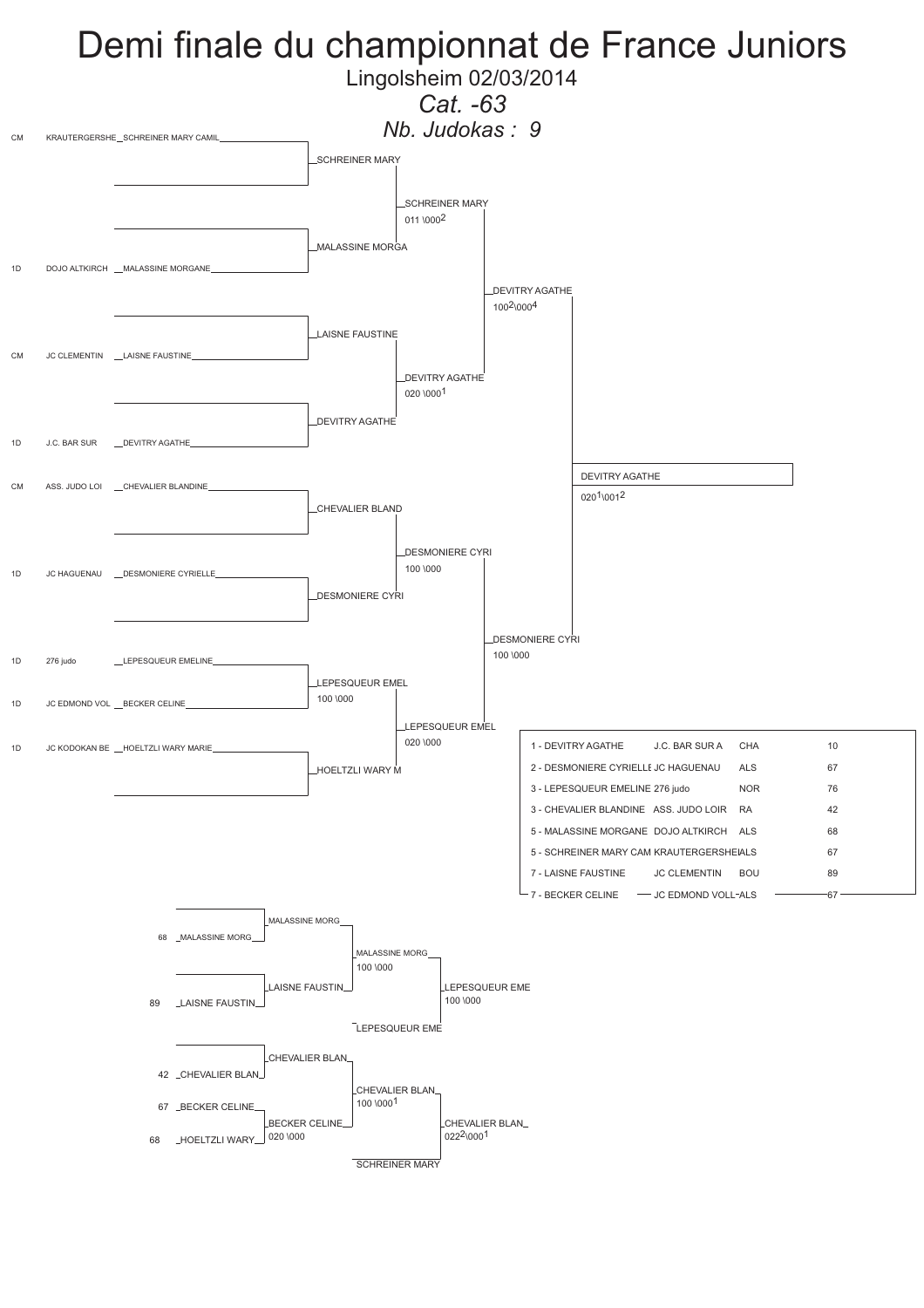# Demi finale du championnat de France Juniors

Lingolsheim 02/03/2014

*Cat. -63*

*Nb. Judokas : 9*

| | Club | Judoka |
|---|---|---|
| CM | KRAUTERGERSHE | SCHREINER MARY CAMIL |
| 1D | DOJO ALTKIRCH | MALASSINE MORGANE |
| CM | JC CLEMENTIN | LAISNE FAUSTINE |
| 1D | J.C. BAR SUR | DEVITRY AGATHE |
| CM | ASS. JUDO LOI | CHEVALIER BLANDINE |
| 1D | JC HAGUENAU | DESMONIERE CYRIELLE |
| 1D | 276 judo | LEPESQUEUR EMELINE |
| 1D | JC EDMOND VOL | BECKER CELINE |
| 1D | JC KODOKAN BE | HOELTZLI WARY MARIE |

**Tableau principal**

- LEPESQUEUR EMEL bat BECKER CELINE — 100 \000
- SCHREINER MARY bat MALASSINE MORGA — 011 \000²
- DEVITRY AGATHE bat LAISNE FAUSTINE — 020 \000¹
- DESMONIERE CYRI bat CHEVALIER BLAND — 100 \000
- LEPESQUEUR EMEL bat HOELTZLI WARY M — 020 \000
- DEVITRY AGATHE bat SCHREINER MARY — 100²\000⁴
- DESMONIERE CYRI bat LEPESQUEUR EMEL — 100 \000
- Finale : DEVITRY AGATHE bat DESMONIERE CYRI — 020¹\001²

**Repêchages**

- MALASSINE MORG bat LAISNE FAUSTIN — 100 \000
- LEPESQUEUR EME bat MALASSINE MORG — 100 \000
- BECKER CELINE bat HOELTZLI WARY — 020 \000
- CHEVALIER BLAN bat BECKER CELINE — 100 \000¹
- CHEVALIER BLAN bat SCHREINER MARY — 022²\000¹

| Classement | Club | Ligue | Dép. |
|---|---|---|---|
| 1 - DEVITRY AGATHE | J.C. BAR SUR A | CHA | 10 |
| 2 - DESMONIERE CYRIELLE | JC HAGUENAU | ALS | 67 |
| 3 - LEPESQUEUR EMELINE | 276 judo | NOR | 76 |
| 3 - CHEVALIER BLANDINE | ASS. JUDO LOIR | RA | 42 |
| 5 - MALASSINE MORGANE | DOJO ALTKIRCH | ALS | 68 |
| 5 - SCHREINER MARY CAM | KRAUTERGERSHEI | ALS | 67 |
| 7 - LAISNE FAUSTINE | JC CLEMENTIN | BOU | 89 |
| 7 - BECKER CELINE | JC EDMOND VOLL | ALS | 67 |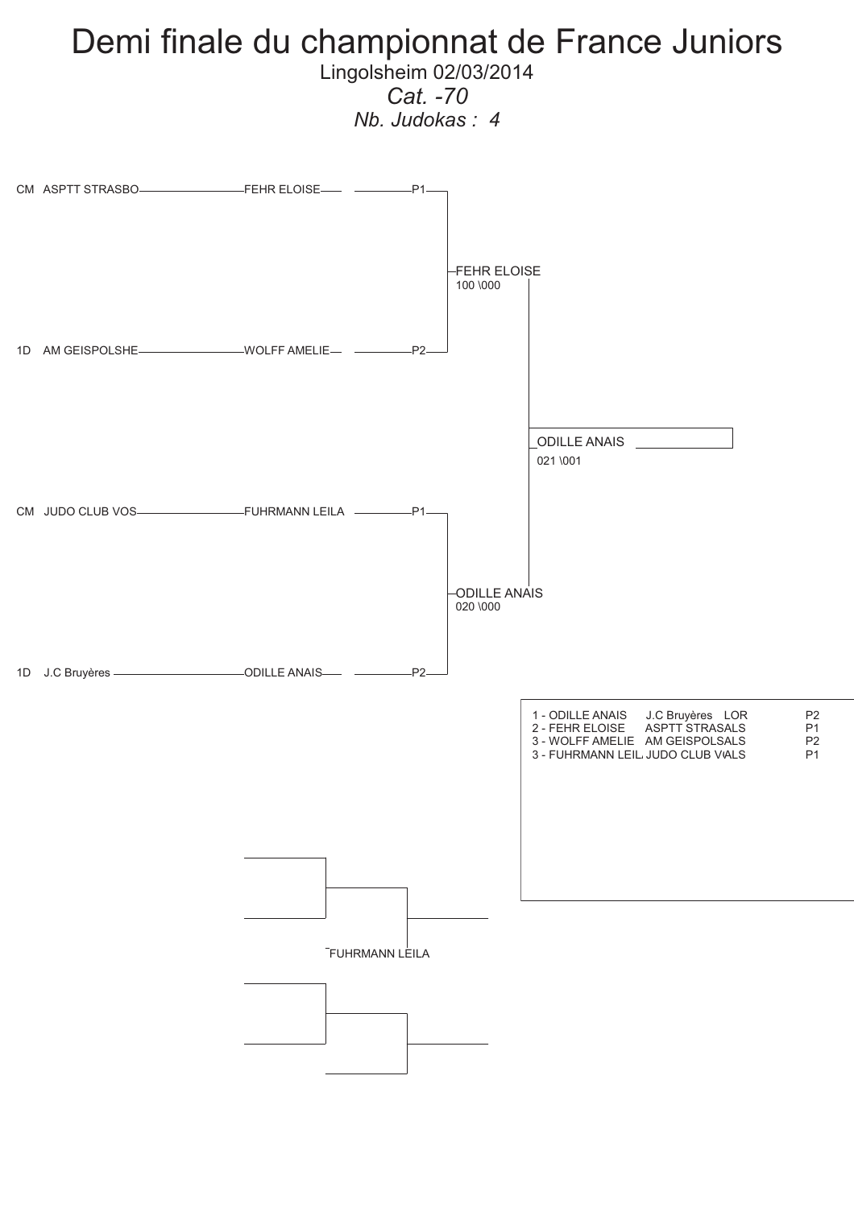# Demi finale du championnat de France Juniors

Lingolsheim 02/03/2014

*Cat. -70*

*Nb. Judokas : 4*

CM ASPTT STRASBO — FEHR ELOISE — P1

1D AM GEISPOLSHE — WOLFF AMELIE — P2

FEHR ELOISE
100 \000

CM JUDO CLUB VOS — FUHRMANN LEILA — P1

1D J.C Bruyères — ODILLE ANAIS — P2

ODILLE ANAIS
020 \000

ODILLE ANAIS
021 \001

| | | | |
|---|---|---|---|
| 1 - ODILLE ANAIS | J.C Bruyères | LOR | P2 |
| 2 - FEHR ELOISE | ASPTT STRAS | ALS | P1 |
| 3 - WOLFF AMELIE | AM GEISPOL | SALS | P2 |
| 3 - FUHRMANN LEIL | JUDO CLUB V | ALS | P1 |

FUHRMANN LEILA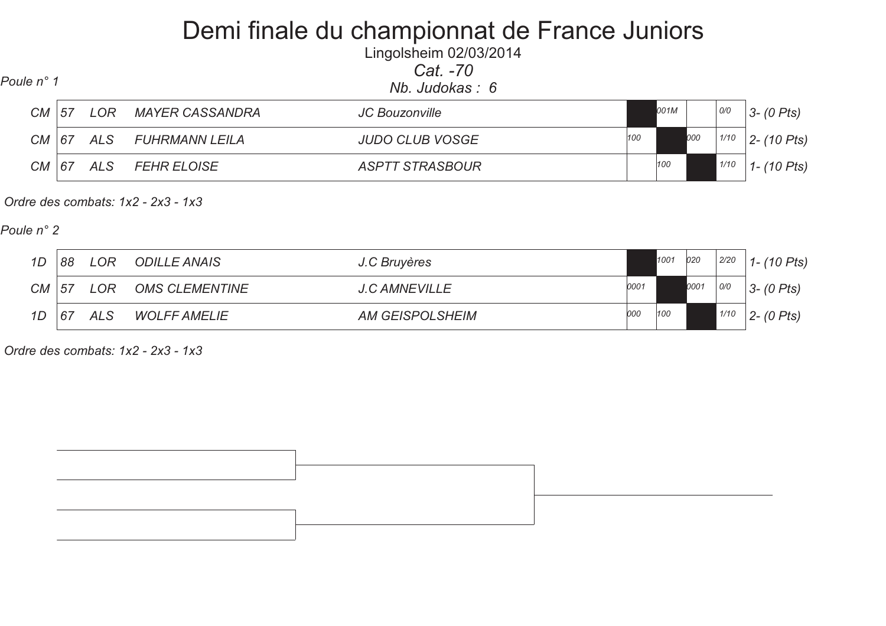# Demi finale du championnat de France Juniors

Lingolsheim 02/03/2014

*Cat. -70*

*Poule n° 1*

*Nb. Judokas : 6*

| | | | | | | | | | |
|---|---|---|---|---|---|---|---|---|---|
| CM | 57 | LOR | MAYER CASSANDRA | JC Bouzonville | | 001M | | 0/0 | 3- (0 Pts) |
| CM | 67 | ALS | FUHRMANN LEILA | JUDO CLUB VOSGE | 100 | | 000 | 1/10 | 2- (10 Pts) |
| CM | 67 | ALS | FEHR ELOISE | ASPTT STRASBOUR | | 100 | | 1/10 | 1- (10 Pts) |

*Ordre des combats: 1x2 - 2x3 - 1x3*

*Poule n° 2*

| | | | | | | | | | |
|---|---|---|---|---|---|---|---|---|---|
| 1D | 88 | LOR | ODILLE ANAIS | J.C Bruyères | | 1001 | 020 | 2/20 | 1- (10 Pts) |
| CM | 57 | LOR | OMS CLEMENTINE | J.C AMNEVILLE | 0001 | | 0001 | 0/0 | 3- (0 Pts) |
| 1D | 67 | ALS | WOLFF AMELIE | AM GEISPOLSHEIM | 000 | 100 | | 1/10 | 2- (0 Pts) |

*Ordre des combats: 1x2 - 2x3 - 1x3*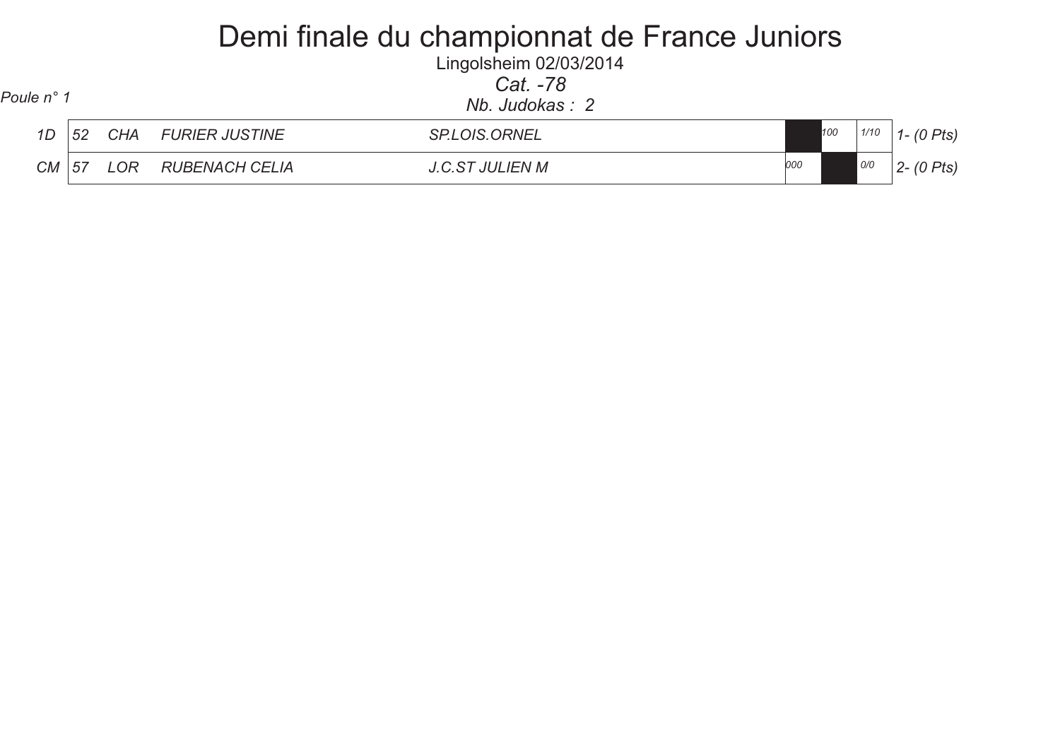# Demi finale du championnat de France Juniors

Lingolsheim 02/03/2014

*Cat. -78*

*Poule n° 1*

*Nb. Judokas : 2*

| | | | | | | | | |
|---|---|---|---|---|---|---|---|---|
| 1D | 52 | CHA | FURIER JUSTINE | SP.LOIS.ORNEL | | 100 | 1/10 | 1- (0 Pts) |
| CM | 57 | LOR | RUBENACH CELIA | J.C.ST JULIEN M | 000 | | 0/0 | 2- (0 Pts) |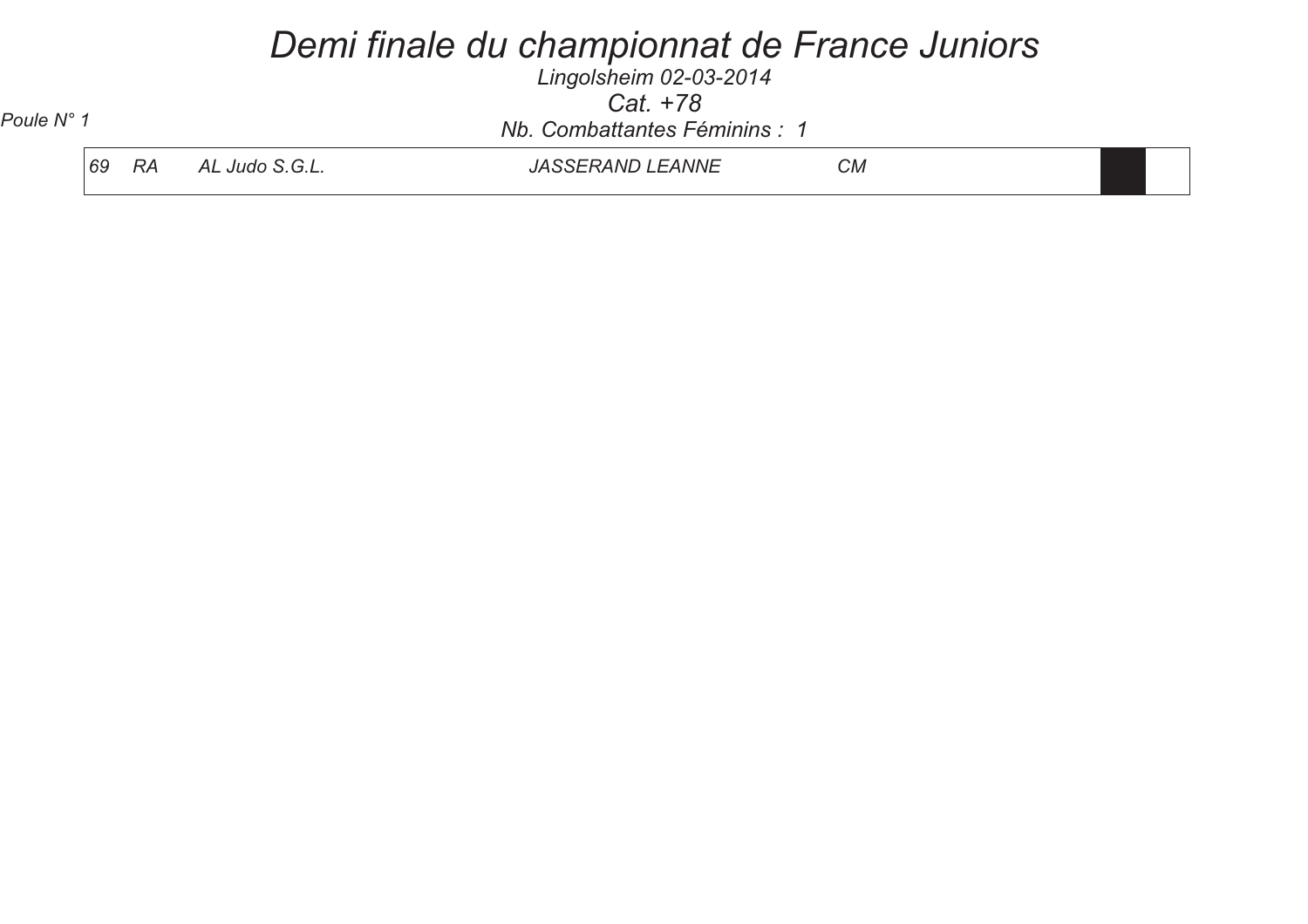# *Demi finale du championnat de France Juniors*

*Lingolsheim 02-03-2014*

*Cat. +78*

*Poule N° 1*

*Nb. Combattantes Féminins : 1*

| | | | | | | |
|---|---|---|---|---|---|---|
| 69 | RA | AL Judo S.G.L. | JASSERAND LEANNE | CM | | |